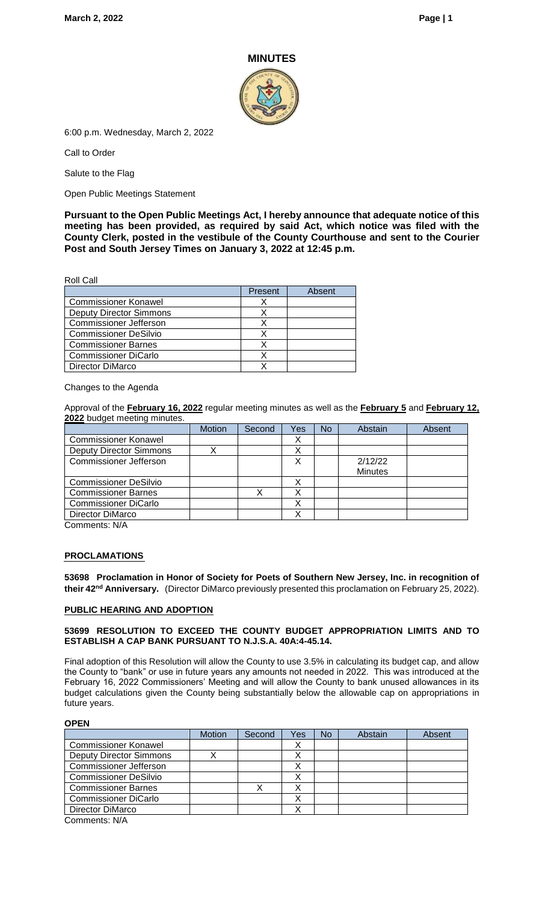# MINUTES

6:00 p.m. Wednesday, March 2, 2022

Call to Order

Salute to the Flag

Open Public Meetings Statement

**Pursuant to the Open Public Meetings Act, I hereby announce that adequate notice of this meeting has been provided, as required by said Act, which notice was filed with the County Clerk, posted in the vestibule of the County Courthouse and sent to the Courier Post and South Jersey Times on January 3, 2022 at 12:45 p.m.**

Roll Call

| | Present | Absent |
|---|---|---|
| Commissioner Konawel | X | |
| Deputy Director Simmons | X | |
| Commissioner Jefferson | X | |
| Commissioner DeSilvio | X | |
| Commissioner Barnes | X | |
| Commissioner DiCarlo | X | |
| Director DiMarco | X | |

Changes to the Agenda

Approval of the **February 16, 2022** regular meeting minutes as well as the **February 5** and **February 12, 2022** budget meeting minutes.

| | Motion | Second | Yes | No | Abstain | Absent |
|---|---|---|---|---|---|---|
| Commissioner Konawel | | | X | | | |
| Deputy Director Simmons | X | | X | | | |
| Commissioner Jefferson | | | X | | 2/12/22 Minutes | |
| Commissioner DeSilvio | | | X | | | |
| Commissioner Barnes | | X | X | | | |
| Commissioner DiCarlo | | | X | | | |
| Director DiMarco | | | X | | | |

Comments: N/A

## PROCLAMATIONS

**53698 Proclamation in Honor of Society for Poets of Southern New Jersey, Inc. in recognition of their 42nd Anniversary.** (Director DiMarco previously presented this proclamation on February 25, 2022).

## PUBLIC HEARING AND ADOPTION

**53699 RESOLUTION TO EXCEED THE COUNTY BUDGET APPROPRIATION LIMITS AND TO ESTABLISH A CAP BANK PURSUANT TO N.J.S.A. 40A:4-45.14.**

Final adoption of this Resolution will allow the County to use 3.5% in calculating its budget cap, and allow the County to "bank" or use in future years any amounts not needed in 2022. This was introduced at the February 16, 2022 Commissioners' Meeting and will allow the County to bank unused allowances in its budget calculations given the County being substantially below the allowable cap on appropriations in future years.

**OPEN**

| | Motion | Second | Yes | No | Abstain | Absent |
|---|---|---|---|---|---|---|
| Commissioner Konawel | | | X | | | |
| Deputy Director Simmons | X | | X | | | |
| Commissioner Jefferson | | | X | | | |
| Commissioner DeSilvio | | | X | | | |
| Commissioner Barnes | | X | X | | | |
| Commissioner DiCarlo | | | X | | | |
| Director DiMarco | | | X | | | |

Comments: N/A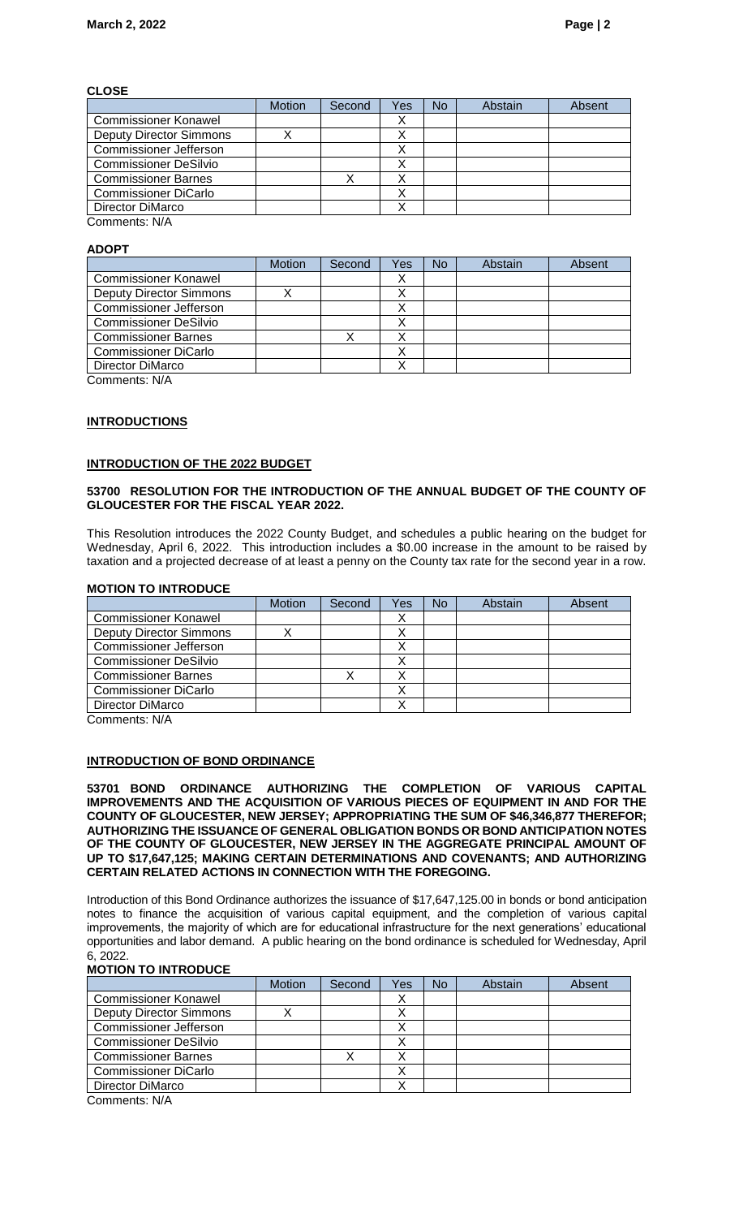**CLOSE**

| | Motion | Second | Yes | No | Abstain | Absent |
|---|---|---|---|---|---|---|
| Commissioner Konawel | | | X | | | |
| Deputy Director Simmons | X | | X | | | |
| Commissioner Jefferson | | | X | | | |
| Commissioner DeSilvio | | | X | | | |
| Commissioner Barnes | | X | X | | | |
| Commissioner DiCarlo | | | X | | | |
| Director DiMarco | | | X | | | |

Comments: N/A

**ADOPT**

| | Motion | Second | Yes | No | Abstain | Absent |
|---|---|---|---|---|---|---|
| Commissioner Konawel | | | X | | | |
| Deputy Director Simmons | X | | X | | | |
| Commissioner Jefferson | | | X | | | |
| Commissioner DeSilvio | | | X | | | |
| Commissioner Barnes | | X | X | | | |
| Commissioner DiCarlo | | | X | | | |
| Director DiMarco | | | X | | | |

Comments: N/A

**INTRODUCTIONS**

**INTRODUCTION OF THE 2022 BUDGET**

**53700 RESOLUTION FOR THE INTRODUCTION OF THE ANNUAL BUDGET OF THE COUNTY OF GLOUCESTER FOR THE FISCAL YEAR 2022.**

This Resolution introduces the 2022 County Budget, and schedules a public hearing on the budget for Wednesday, April 6, 2022. This introduction includes a $0.00 increase in the amount to be raised by taxation and a projected decrease of at least a penny on the County tax rate for the second year in a row.

**MOTION TO INTRODUCE**

| | Motion | Second | Yes | No | Abstain | Absent |
|---|---|---|---|---|---|---|
| Commissioner Konawel | | | X | | | |
| Deputy Director Simmons | X | | X | | | |
| Commissioner Jefferson | | | X | | | |
| Commissioner DeSilvio | | | X | | | |
| Commissioner Barnes | | X | X | | | |
| Commissioner DiCarlo | | | X | | | |
| Director DiMarco | | | X | | | |

Comments: N/A

**INTRODUCTION OF BOND ORDINANCE**

**53701 BOND ORDINANCE AUTHORIZING THE COMPLETION OF VARIOUS CAPITAL IMPROVEMENTS AND THE ACQUISITION OF VARIOUS PIECES OF EQUIPMENT IN AND FOR THE COUNTY OF GLOUCESTER, NEW JERSEY; APPROPRIATING THE SUM OF $46,346,877 THEREFOR; AUTHORIZING THE ISSUANCE OF GENERAL OBLIGATION BONDS OR BOND ANTICIPATION NOTES OF THE COUNTY OF GLOUCESTER, NEW JERSEY IN THE AGGREGATE PRINCIPAL AMOUNT OF UP TO $17,647,125; MAKING CERTAIN DETERMINATIONS AND COVENANTS; AND AUTHORIZING CERTAIN RELATED ACTIONS IN CONNECTION WITH THE FOREGOING.**

Introduction of this Bond Ordinance authorizes the issuance of $17,647,125.00 in bonds or bond anticipation notes to finance the acquisition of various capital equipment, and the completion of various capital improvements, the majority of which are for educational infrastructure for the next generations' educational opportunities and labor demand. A public hearing on the bond ordinance is scheduled for Wednesday, April 6, 2022.

**MOTION TO INTRODUCE**

| | Motion | Second | Yes | No | Abstain | Absent |
|---|---|---|---|---|---|---|
| Commissioner Konawel | | | X | | | |
| Deputy Director Simmons | X | | X | | | |
| Commissioner Jefferson | | | X | | | |
| Commissioner DeSilvio | | | X | | | |
| Commissioner Barnes | | X | X | | | |
| Commissioner DiCarlo | | | X | | | |
| Director DiMarco | | | X | | | |

Comments: N/A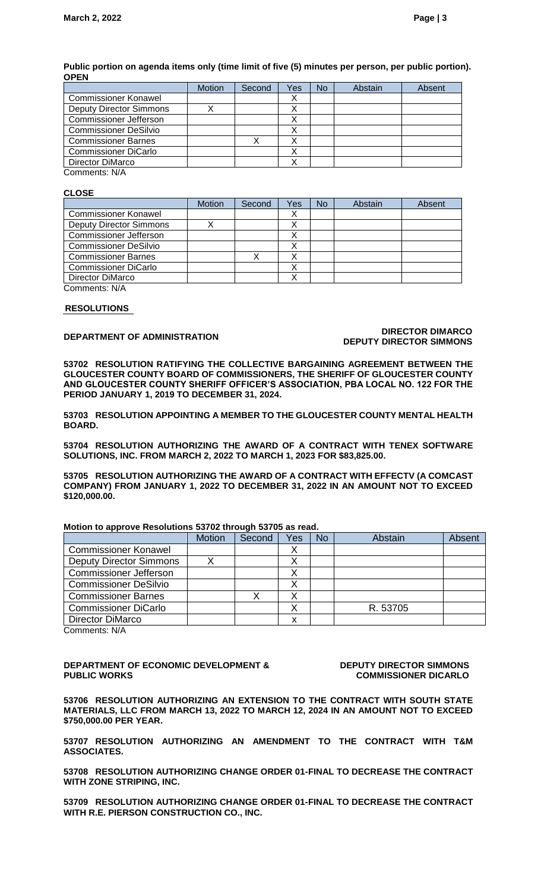**Public portion on agenda items only (time limit of five (5) minutes per person, per public portion).**
**OPEN**

| | Motion | Second | Yes | No | Abstain | Absent |
|---|---|---|---|---|---|---|
| Commissioner Konawel | | | X | | | |
| Deputy Director Simmons | X | | X | | | |
| Commissioner Jefferson | | | X | | | |
| Commissioner DeSilvio | | | X | | | |
| Commissioner Barnes | | X | X | | | |
| Commissioner DiCarlo | | | X | | | |
| Director DiMarco | | | X | | | |

Comments: N/A

**CLOSE**

| | Motion | Second | Yes | No | Abstain | Absent |
|---|---|---|---|---|---|---|
| Commissioner Konawel | | | X | | | |
| Deputy Director Simmons | X | | X | | | |
| Commissioner Jefferson | | | X | | | |
| Commissioner DeSilvio | | | X | | | |
| Commissioner Barnes | | X | X | | | |
| Commissioner DiCarlo | | | X | | | |
| Director DiMarco | | | X | | | |

Comments: N/A

## RESOLUTIONS

**DEPARTMENT OF ADMINISTRATION** **DIRECTOR DIMARCO**
**DEPUTY DIRECTOR SIMMONS**

**53702 RESOLUTION RATIFYING THE COLLECTIVE BARGAINING AGREEMENT BETWEEN THE GLOUCESTER COUNTY BOARD OF COMMISSIONERS, THE SHERIFF OF GLOUCESTER COUNTY AND GLOUCESTER COUNTY SHERIFF OFFICER'S ASSOCIATION, PBA LOCAL NO. 122 FOR THE PERIOD JANUARY 1, 2019 TO DECEMBER 31, 2024.**

**53703 RESOLUTION APPOINTING A MEMBER TO THE GLOUCESTER COUNTY MENTAL HEALTH BOARD.**

**53704 RESOLUTION AUTHORIZING THE AWARD OF A CONTRACT WITH TENEX SOFTWARE SOLUTIONS, INC. FROM MARCH 2, 2022 TO MARCH 1, 2023 FOR $83,825.00.**

**53705 RESOLUTION AUTHORIZING THE AWARD OF A CONTRACT WITH EFFECTV (A COMCAST COMPANY) FROM JANUARY 1, 2022 TO DECEMBER 31, 2022 IN AN AMOUNT NOT TO EXCEED $120,000.00.**

**Motion to approve Resolutions 53702 through 53705 as read.**

| | Motion | Second | Yes | No | Abstain | Absent |
|---|---|---|---|---|---|---|
| Commissioner Konawel | | | X | | | |
| Deputy Director Simmons | X | | X | | | |
| Commissioner Jefferson | | | X | | | |
| Commissioner DeSilvio | | | X | | | |
| Commissioner Barnes | | X | X | | | |
| Commissioner DiCarlo | | | X | | R. 53705 | |
| Director DiMarco | | | x | | | |

Comments: N/A

**DEPARTMENT OF ECONOMIC DEVELOPMENT & PUBLIC WORKS** **DEPUTY DIRECTOR SIMMONS**
**COMMISSIONER DICARLO**

**53706 RESOLUTION AUTHORIZING AN EXTENSION TO THE CONTRACT WITH SOUTH STATE MATERIALS, LLC FROM MARCH 13, 2022 TO MARCH 12, 2024 IN AN AMOUNT NOT TO EXCEED $750,000.00 PER YEAR.**

**53707 RESOLUTION AUTHORIZING AN AMENDMENT TO THE CONTRACT WITH T&M ASSOCIATES.**

**53708 RESOLUTION AUTHORIZING CHANGE ORDER 01-FINAL TO DECREASE THE CONTRACT WITH ZONE STRIPING, INC.**

**53709 RESOLUTION AUTHORIZING CHANGE ORDER 01-FINAL TO DECREASE THE CONTRACT WITH R.E. PIERSON CONSTRUCTION CO., INC.**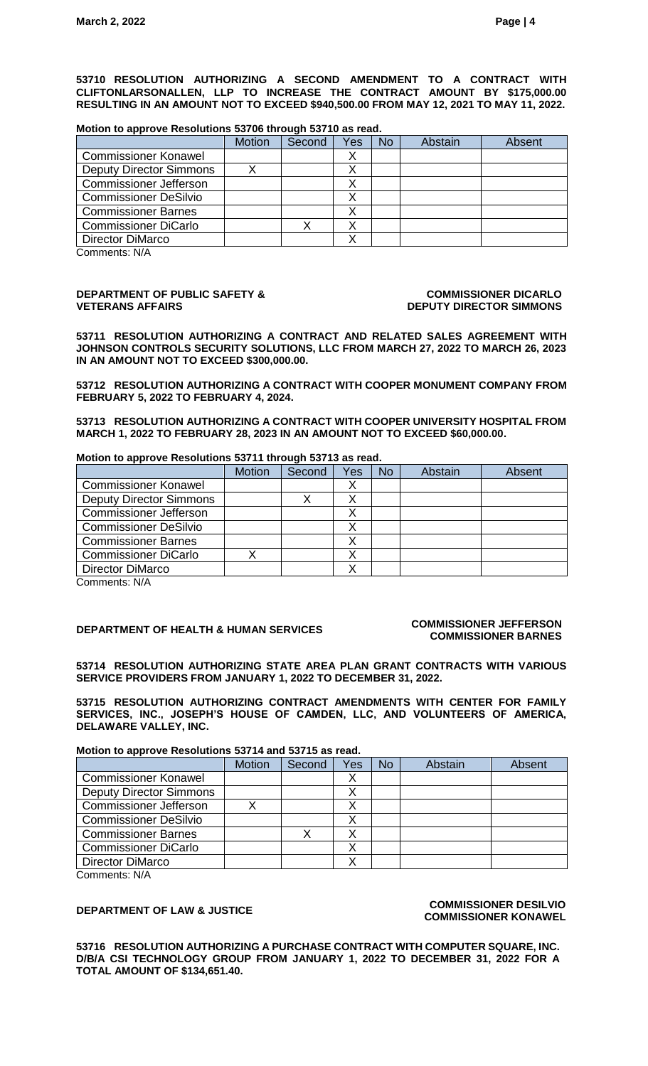**53710 RESOLUTION AUTHORIZING A SECOND AMENDMENT TO A CONTRACT WITH CLIFTONLARSONALLEN, LLP TO INCREASE THE CONTRACT AMOUNT BY $175,000.00 RESULTING IN AN AMOUNT NOT TO EXCEED $940,500.00 FROM MAY 12, 2021 TO MAY 11, 2022.**

**Motion to approve Resolutions 53706 through 53710 as read.**

| | Motion | Second | Yes | No | Abstain | Absent |
|---|---|---|---|---|---|---|
| Commissioner Konawel | | | X | | | |
| Deputy Director Simmons | X | | X | | | |
| Commissioner Jefferson | | | X | | | |
| Commissioner DeSilvio | | | X | | | |
| Commissioner Barnes | | | X | | | |
| Commissioner DiCarlo | | X | X | | | |
| Director DiMarco | | | X | | | |

Comments: N/A

**DEPARTMENT OF PUBLIC SAFETY & VETERANS AFFAIRS** — **COMMISSIONER DICARLO, DEPUTY DIRECTOR SIMMONS**

**53711 RESOLUTION AUTHORIZING A CONTRACT AND RELATED SALES AGREEMENT WITH JOHNSON CONTROLS SECURITY SOLUTIONS, LLC FROM MARCH 27, 2022 TO MARCH 26, 2023 IN AN AMOUNT NOT TO EXCEED $300,000.00.**

**53712 RESOLUTION AUTHORIZING A CONTRACT WITH COOPER MONUMENT COMPANY FROM FEBRUARY 5, 2022 TO FEBRUARY 4, 2024.**

**53713 RESOLUTION AUTHORIZING A CONTRACT WITH COOPER UNIVERSITY HOSPITAL FROM MARCH 1, 2022 TO FEBRUARY 28, 2023 IN AN AMOUNT NOT TO EXCEED $60,000.00.**

**Motion to approve Resolutions 53711 through 53713 as read.**

| | Motion | Second | Yes | No | Abstain | Absent |
|---|---|---|---|---|---|---|
| Commissioner Konawel | | | X | | | |
| Deputy Director Simmons | | X | X | | | |
| Commissioner Jefferson | | | X | | | |
| Commissioner DeSilvio | | | X | | | |
| Commissioner Barnes | | | X | | | |
| Commissioner DiCarlo | X | | X | | | |
| Director DiMarco | | | X | | | |

Comments: N/A

**DEPARTMENT OF HEALTH & HUMAN SERVICES** — **COMMISSIONER JEFFERSON, COMMISSIONER BARNES**

**53714 RESOLUTION AUTHORIZING STATE AREA PLAN GRANT CONTRACTS WITH VARIOUS SERVICE PROVIDERS FROM JANUARY 1, 2022 TO DECEMBER 31, 2022.**

**53715 RESOLUTION AUTHORIZING CONTRACT AMENDMENTS WITH CENTER FOR FAMILY SERVICES, INC., JOSEPH'S HOUSE OF CAMDEN, LLC, AND VOLUNTEERS OF AMERICA, DELAWARE VALLEY, INC.**

**Motion to approve Resolutions 53714 and 53715 as read.**

| | Motion | Second | Yes | No | Abstain | Absent |
|---|---|---|---|---|---|---|
| Commissioner Konawel | | | X | | | |
| Deputy Director Simmons | | | X | | | |
| Commissioner Jefferson | X | | X | | | |
| Commissioner DeSilvio | | | X | | | |
| Commissioner Barnes | | X | X | | | |
| Commissioner DiCarlo | | | X | | | |
| Director DiMarco | | | X | | | |

Comments: N/A

**DEPARTMENT OF LAW & JUSTICE** — **COMMISSIONER DESILVIO, COMMISSIONER KONAWEL**

**53716 RESOLUTION AUTHORIZING A PURCHASE CONTRACT WITH COMPUTER SQUARE, INC. D/B/A CSI TECHNOLOGY GROUP FROM JANUARY 1, 2022 TO DECEMBER 31, 2022 FOR A TOTAL AMOUNT OF $134,651.40.**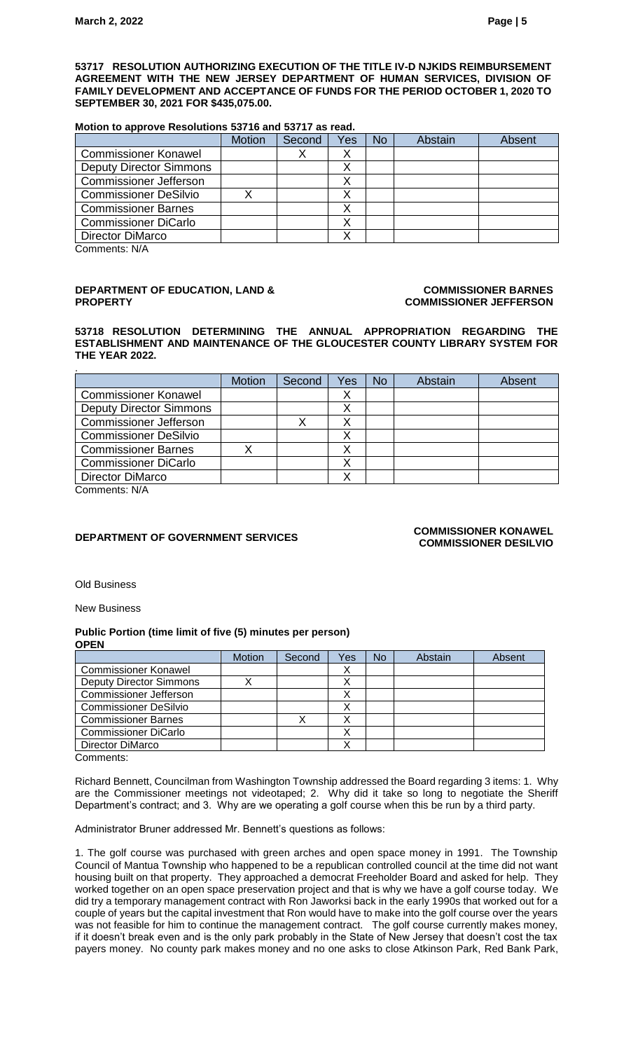**53717 RESOLUTION AUTHORIZING EXECUTION OF THE TITLE IV-D NJKIDS REIMBURSEMENT AGREEMENT WITH THE NEW JERSEY DEPARTMENT OF HUMAN SERVICES, DIVISION OF FAMILY DEVELOPMENT AND ACCEPTANCE OF FUNDS FOR THE PERIOD OCTOBER 1, 2020 TO SEPTEMBER 30, 2021 FOR $435,075.00.**

**Motion to approve Resolutions 53716 and 53717 as read.**

| | Motion | Second | Yes | No | Abstain | Absent |
|---|---|---|---|---|---|---|
| Commissioner Konawel | | X | X | | | |
| Deputy Director Simmons | | | X | | | |
| Commissioner Jefferson | | | X | | | |
| Commissioner DeSilvio | X | | X | | | |
| Commissioner Barnes | | | X | | | |
| Commissioner DiCarlo | | | X | | | |
| Director DiMarco | | | X | | | |

Comments: N/A

**DEPARTMENT OF EDUCATION, LAND & PROPERTY** — **COMMISSIONER BARNES, COMMISSIONER JEFFERSON**

**53718 RESOLUTION DETERMINING THE ANNUAL APPROPRIATION REGARDING THE ESTABLISHMENT AND MAINTENANCE OF THE GLOUCESTER COUNTY LIBRARY SYSTEM FOR THE YEAR 2022.**

| | Motion | Second | Yes | No | Abstain | Absent |
|---|---|---|---|---|---|---|
| Commissioner Konawel | | | X | | | |
| Deputy Director Simmons | | | X | | | |
| Commissioner Jefferson | | X | X | | | |
| Commissioner DeSilvio | | | X | | | |
| Commissioner Barnes | X | | X | | | |
| Commissioner DiCarlo | | | X | | | |
| Director DiMarco | | | X | | | |

Comments: N/A

**DEPARTMENT OF GOVERNMENT SERVICES** — **COMMISSIONER KONAWEL, COMMISSIONER DESILVIO**

Old Business

New Business

**Public Portion (time limit of five (5) minutes per person)**
**OPEN**

| | Motion | Second | Yes | No | Abstain | Absent |
|---|---|---|---|---|---|---|
| Commissioner Konawel | | | X | | | |
| Deputy Director Simmons | X | | X | | | |
| Commissioner Jefferson | | | X | | | |
| Commissioner DeSilvio | | | X | | | |
| Commissioner Barnes | | X | X | | | |
| Commissioner DiCarlo | | | X | | | |
| Director DiMarco | | | X | | | |

Comments:

Richard Bennett, Councilman from Washington Township addressed the Board regarding 3 items: 1. Why are the Commissioner meetings not videotaped; 2. Why did it take so long to negotiate the Sheriff Department's contract; and 3. Why are we operating a golf course when this be run by a third party.

Administrator Bruner addressed Mr. Bennett's questions as follows:

1. The golf course was purchased with green arches and open space money in 1991. The Township Council of Mantua Township who happened to be a republican controlled council at the time did not want housing built on that property. They approached a democrat Freeholder Board and asked for help. They worked together on an open space preservation project and that is why we have a golf course today. We did try a temporary management contract with Ron Jaworksi back in the early 1990s that worked out for a couple of years but the capital investment that Ron would have to make into the golf course over the years was not feasible for him to continue the management contract. The golf course currently makes money, if it doesn't break even and is the only park probably in the State of New Jersey that doesn't cost the tax payers money. No county park makes money and no one asks to close Atkinson Park, Red Bank Park,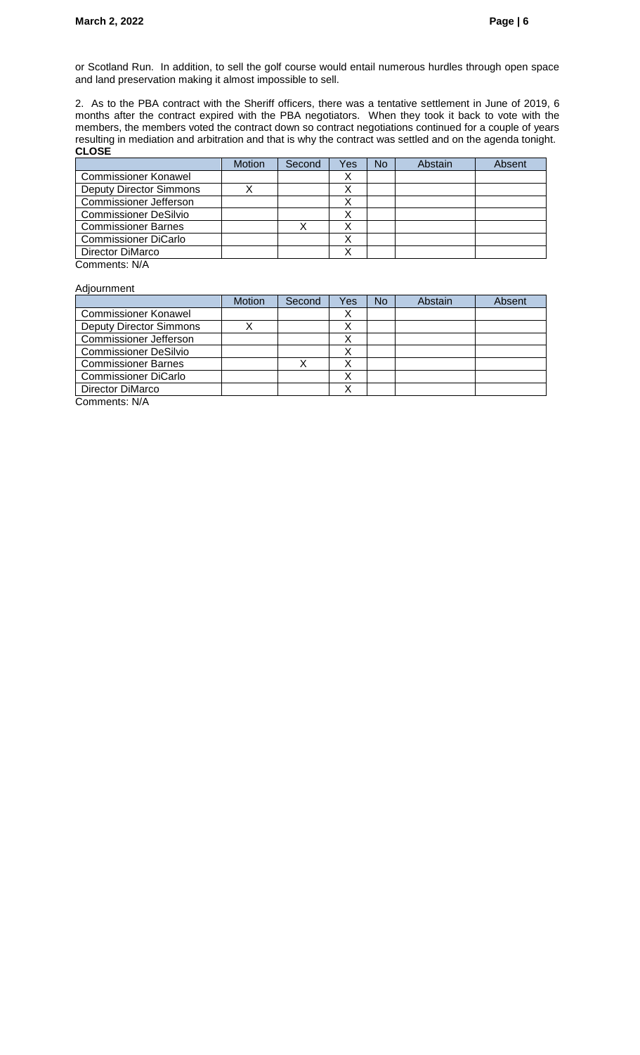or Scotland Run. In addition, to sell the golf course would entail numerous hurdles through open space and land preservation making it almost impossible to sell.

2. As to the PBA contract with the Sheriff officers, there was a tentative settlement in June of 2019, 6 months after the contract expired with the PBA negotiators. When they took it back to vote with the members, the members voted the contract down so contract negotiations continued for a couple of years resulting in mediation and arbitration and that is why the contract was settled and on the agenda tonight.

**CLOSE**

| | Motion | Second | Yes | No | Abstain | Absent |
|---|---|---|---|---|---|---|
| Commissioner Konawel | | | X | | | |
| Deputy Director Simmons | X | | X | | | |
| Commissioner Jefferson | | | X | | | |
| Commissioner DeSilvio | | | X | | | |
| Commissioner Barnes | | X | X | | | |
| Commissioner DiCarlo | | | X | | | |
| Director DiMarco | | | X | | | |

Comments: N/A

Adjournment

| | Motion | Second | Yes | No | Abstain | Absent |
|---|---|---|---|---|---|---|
| Commissioner Konawel | | | X | | | |
| Deputy Director Simmons | X | | X | | | |
| Commissioner Jefferson | | | X | | | |
| Commissioner DeSilvio | | | X | | | |
| Commissioner Barnes | | X | X | | | |
| Commissioner DiCarlo | | | X | | | |
| Director DiMarco | | | X | | | |

Comments: N/A